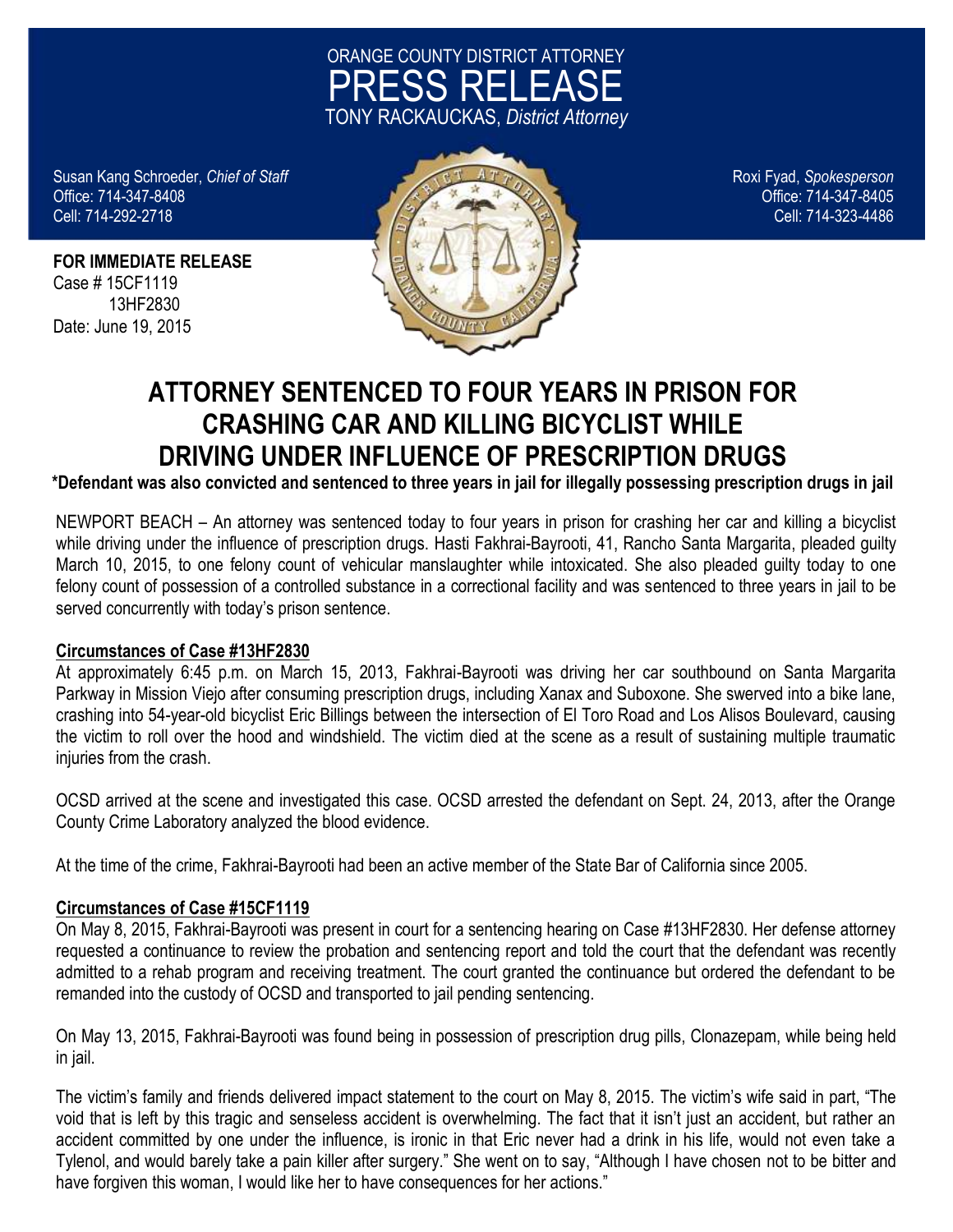ORANGE COUNTY DISTRICT ATTORNEY

# PRESS RELEASE

TONY RACKAUCKAS, *District Attorney*

Susan Kang Schroeder, *Chief of Staff*
Office: 714-347-8408
Cell: 714-292-2718

Roxi Fyad, *Spokesperson*
Office: 714-347-8405
Cell: 714-323-4486

**FOR IMMEDIATE RELEASE**
Case # 15CF1119
13HF2830
Date: June 19, 2015

# ATTORNEY SENTENCED TO FOUR YEARS IN PRISON FOR CRASHING CAR AND KILLING BICYCLIST WHILE DRIVING UNDER INFLUENCE OF PRESCRIPTION DRUGS

**\*Defendant was also convicted and sentenced to three years in jail for illegally possessing prescription drugs in jail**

NEWPORT BEACH – An attorney was sentenced today to four years in prison for crashing her car and killing a bicyclist while driving under the influence of prescription drugs. Hasti Fakhrai-Bayrooti, 41, Rancho Santa Margarita, pleaded guilty March 10, 2015, to one felony count of vehicular manslaughter while intoxicated. She also pleaded guilty today to one felony count of possession of a controlled substance in a correctional facility and was sentenced to three years in jail to be served concurrently with today's prison sentence.

**Circumstances of Case #13HF2830**

At approximately 6:45 p.m. on March 15, 2013, Fakhrai-Bayrooti was driving her car southbound on Santa Margarita Parkway in Mission Viejo after consuming prescription drugs, including Xanax and Suboxone. She swerved into a bike lane, crashing into 54-year-old bicyclist Eric Billings between the intersection of El Toro Road and Los Alisos Boulevard, causing the victim to roll over the hood and windshield. The victim died at the scene as a result of sustaining multiple traumatic injuries from the crash.

OCSD arrived at the scene and investigated this case. OCSD arrested the defendant on Sept. 24, 2013, after the Orange County Crime Laboratory analyzed the blood evidence.

At the time of the crime, Fakhrai-Bayrooti had been an active member of the State Bar of California since 2005.

**Circumstances of Case #15CF1119**

On May 8, 2015, Fakhrai-Bayrooti was present in court for a sentencing hearing on Case #13HF2830. Her defense attorney requested a continuance to review the probation and sentencing report and told the court that the defendant was recently admitted to a rehab program and receiving treatment. The court granted the continuance but ordered the defendant to be remanded into the custody of OCSD and transported to jail pending sentencing.

On May 13, 2015, Fakhrai-Bayrooti was found being in possession of prescription drug pills, Clonazepam, while being held in jail.

The victim's family and friends delivered impact statement to the court on May 8, 2015. The victim's wife said in part, "The void that is left by this tragic and senseless accident is overwhelming. The fact that it isn't just an accident, but rather an accident committed by one under the influence, is ironic in that Eric never had a drink in his life, would not even take a Tylenol, and would barely take a pain killer after surgery." She went on to say, "Although I have chosen not to be bitter and have forgiven this woman, I would like her to have consequences for her actions."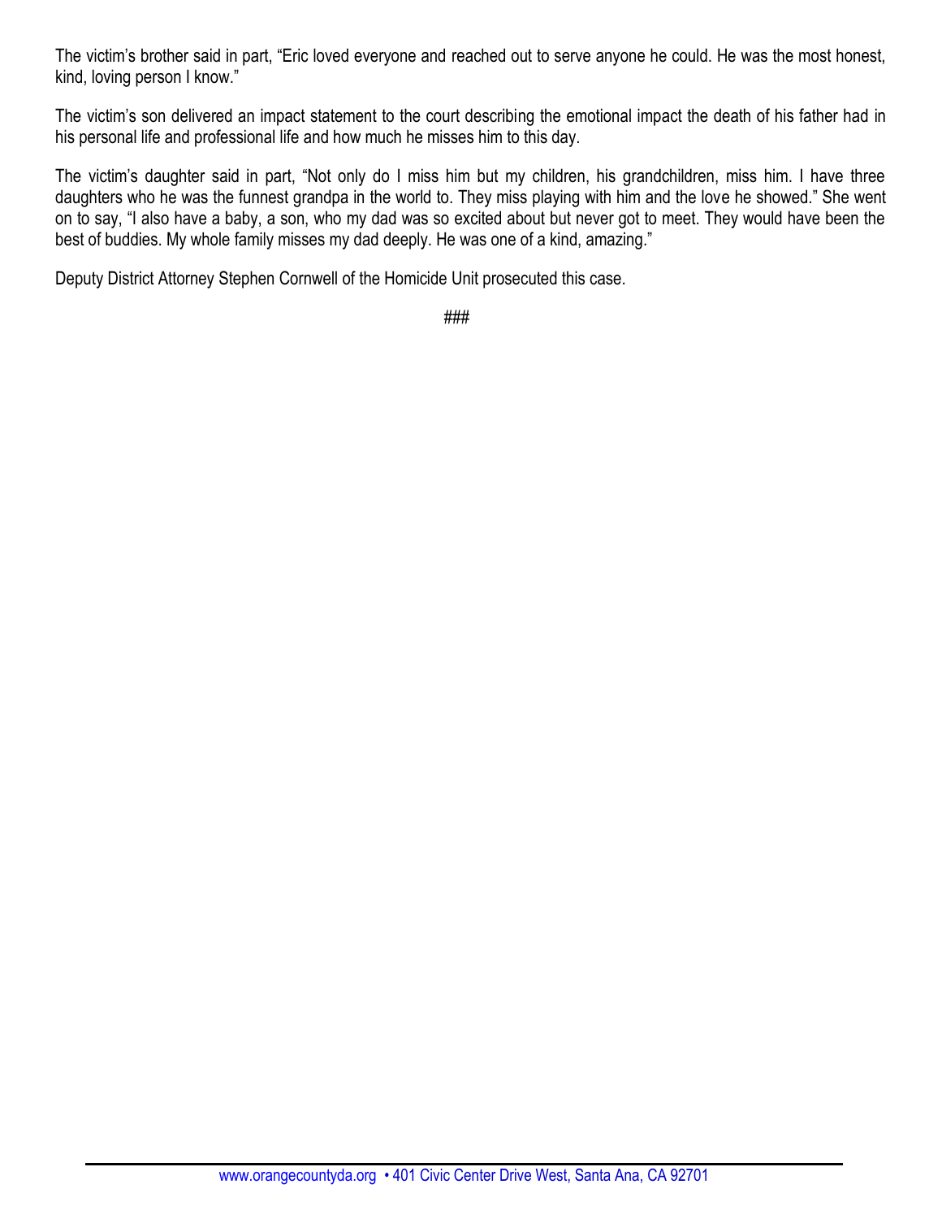The victim's brother said in part, "Eric loved everyone and reached out to serve anyone he could. He was the most honest, kind, loving person I know."

The victim's son delivered an impact statement to the court describing the emotional impact the death of his father had in his personal life and professional life and how much he misses him to this day.

The victim's daughter said in part, "Not only do I miss him but my children, his grandchildren, miss him. I have three daughters who he was the funnest grandpa in the world to. They miss playing with him and the love he showed." She went on to say, "I also have a baby, a son, who my dad was so excited about but never got to meet. They would have been the best of buddies. My whole family misses my dad deeply. He was one of a kind, amazing."

Deputy District Attorney Stephen Cornwell of the Homicide Unit prosecuted this case.

###